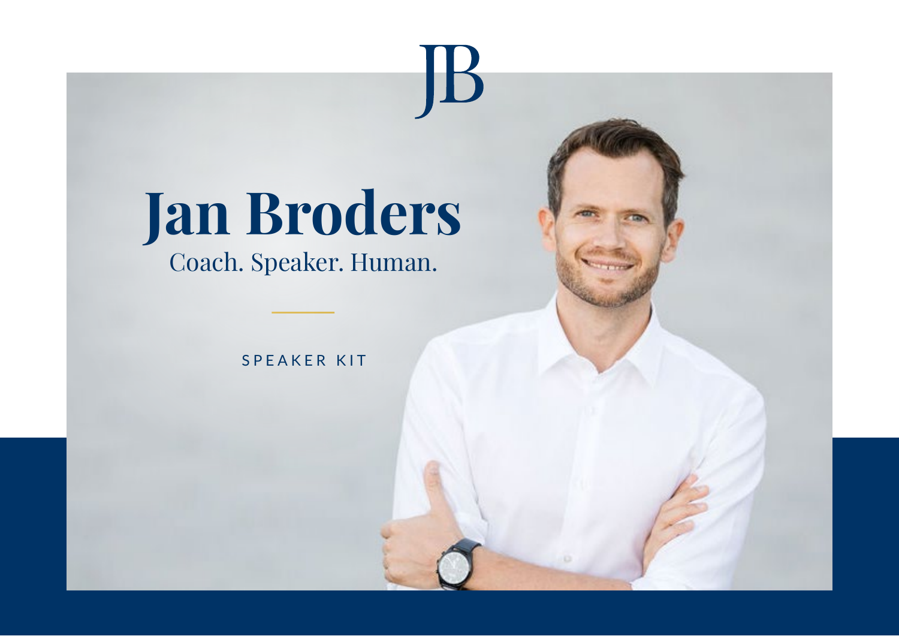JB

# Jan Broders

Coach. Speaker. Human.

SPEAKER KIT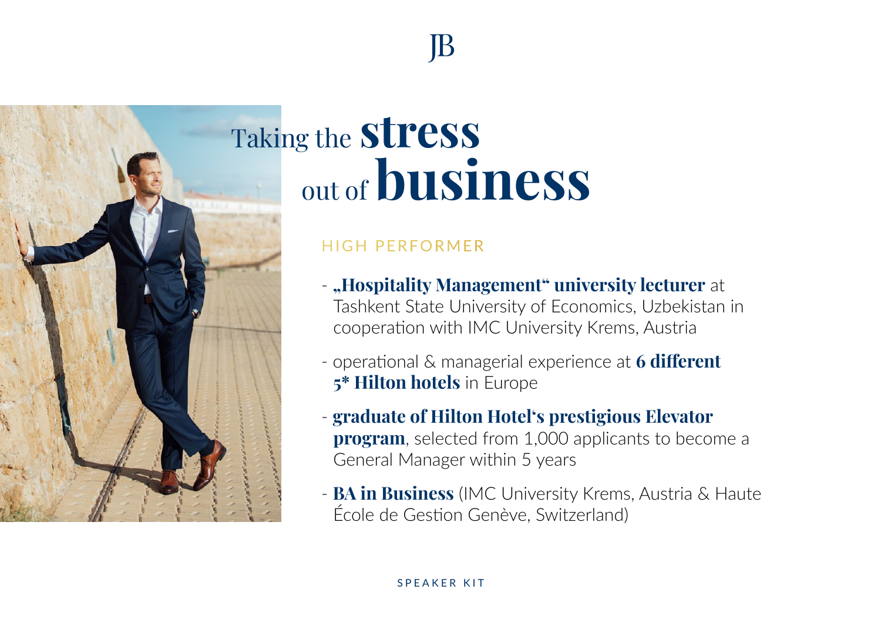JB

# Taking the **stress** out of **business**

HIGH PERFORMER

- **„Hospitality Management" university lecturer** at Tashkent State University of Economics, Uzbekistan in cooperation with IMC University Krems, Austria
- operational & managerial experience at **6 different 5* Hilton hotels** in Europe
- **graduate of Hilton Hotel's prestigious Elevator program**, selected from 1,000 applicants to become a General Manager within 5 years
- **BA in Business** (IMC University Krems, Austria & Haute École de Gestion Genève, Switzerland)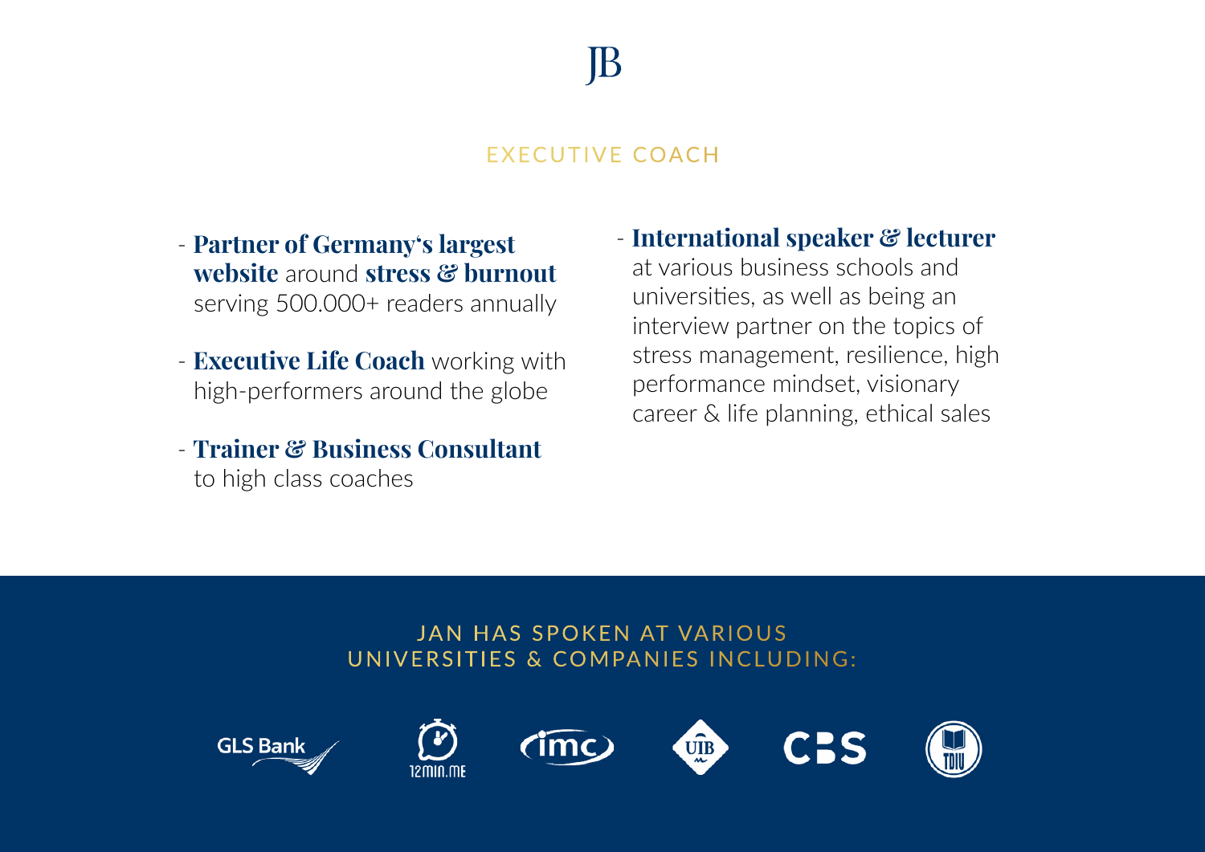JB

## EXECUTIVE COACH

- **Partner of Germany's largest website** around **stress & burnout** serving 500.000+ readers annually
- **Executive Life Coach** working with high-performers around the globe
- **Trainer & Business Consultant** to high class coaches
- **International speaker & lecturer** at various business schools and universities, as well as being an interview partner on the topics of stress management, resilience, high performance mindset, visionary career & life planning, ethical sales

## JAN HAS SPOKEN AT VARIOUS UNIVERSITIES & COMPANIES INCLUDING:

GLS Bank · 12min.me · imc · UIB · CBS · TDIU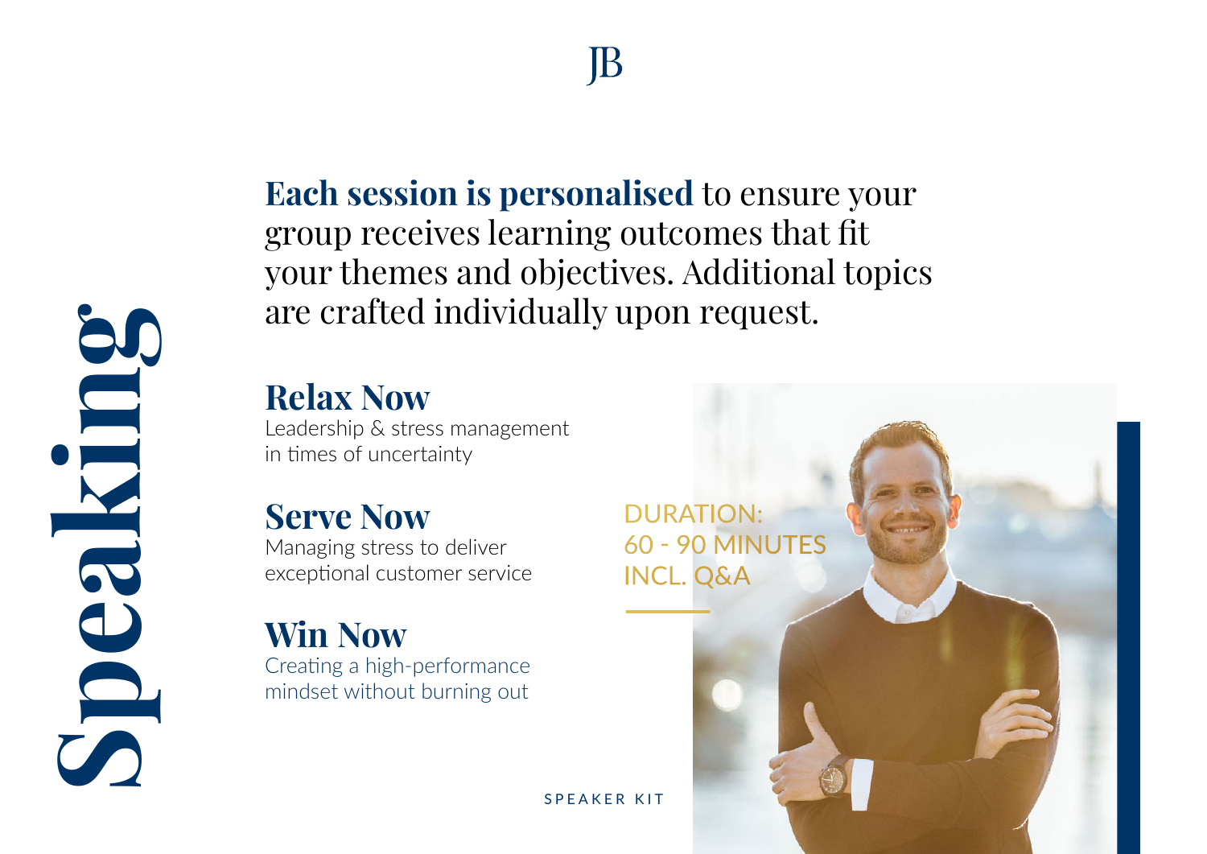JB

# Speaking

**Each session is personalised** to ensure your group receives learning outcomes that fit your themes and objectives. Additional topics are crafted individually upon request.

## Relax Now
Leadership & stress management in times of uncertainty

## Serve Now
Managing stress to deliver exceptional customer service

## Win Now
Creating a high-performance mindset without burning out

DURATION:
60 - 90 MINUTES
INCL. Q&A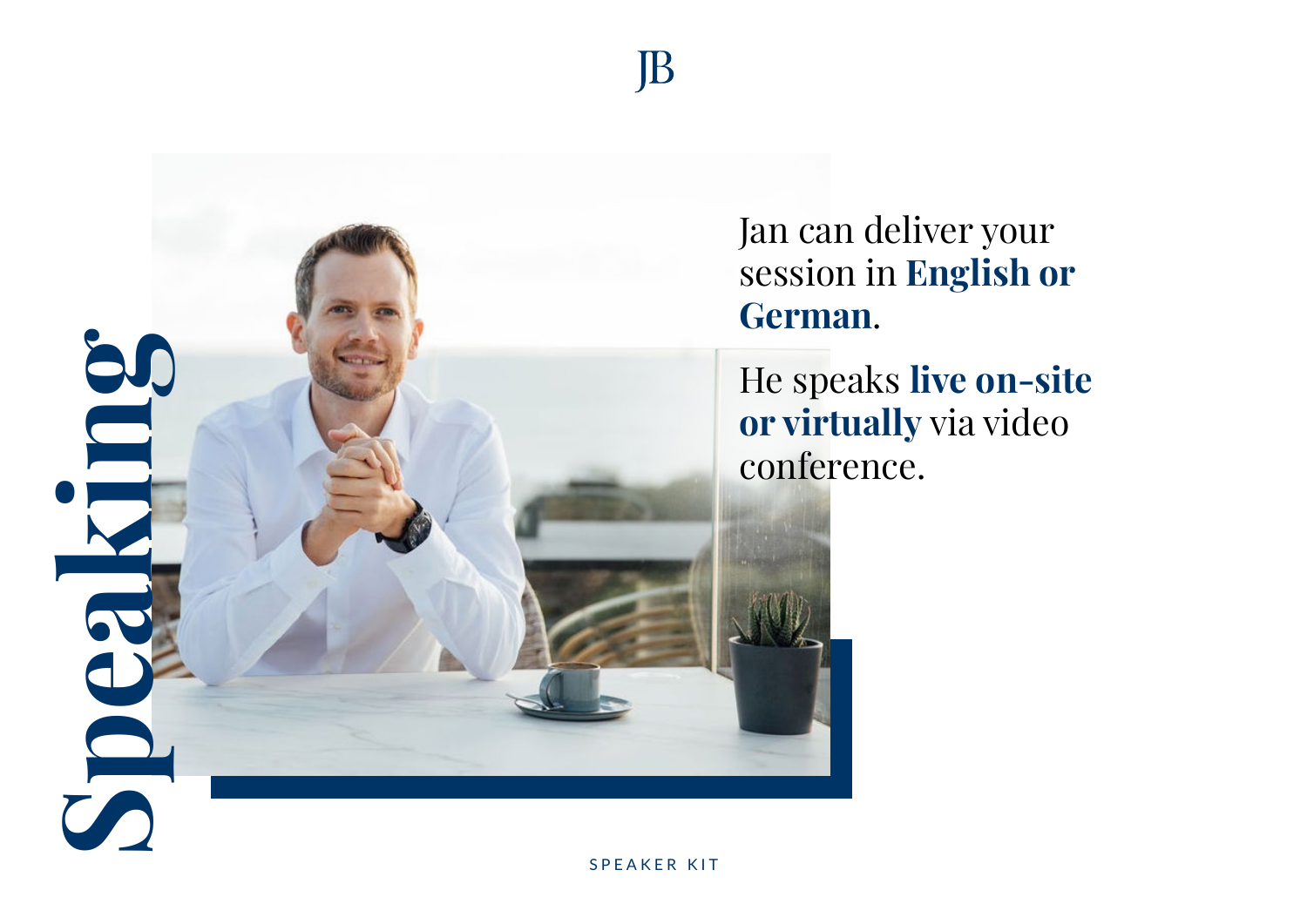# Speaking

Jan can deliver your session in **English or German**.

He speaks **live on-site or virtually** via video conference.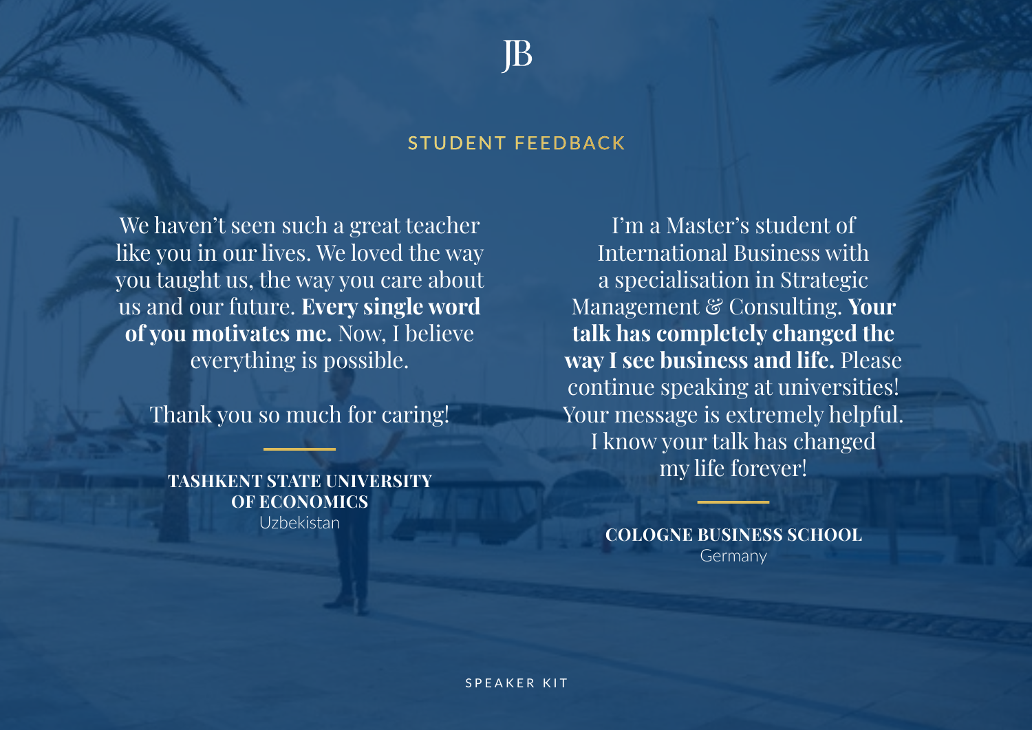## STUDENT FEEDBACK

We haven't seen such a great teacher like you in our lives. We loved the way you taught us, the way you care about us and our future. **Every single word of you motivates me.** Now, I believe everything is possible.

Thank you so much for caring!

**TASHKENT STATE UNIVERSITY OF ECONOMICS**
Uzbekistan

I'm a Master's student of International Business with a specialisation in Strategic Management & Consulting. **Your talk has completely changed the way I see business and life.** Please continue speaking at universities! Your message is extremely helpful. I know your talk has changed my life forever!

**COLOGNE BUSINESS SCHOOL**
Germany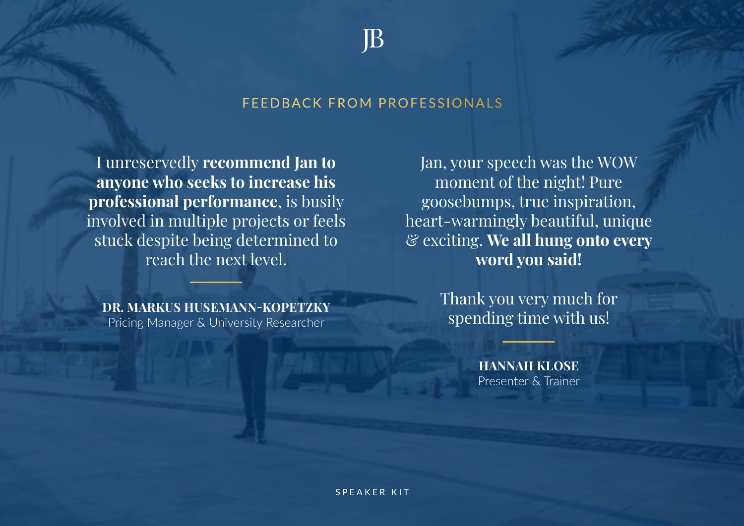## FEEDBACK FROM PROFESSIONALS

I unreservedly **recommend Jan to anyone who seeks to increase his professional performance**, is busily involved in multiple projects or feels stuck despite being determined to reach the next level.

**DR. MARKUS HUSEMANN-KOPETZKY**
Pricing Manager & University Researcher

Jan, your speech was the WOW moment of the night! Pure goosebumps, true inspiration, heart-warmingly beautiful, unique & exciting. **We all hung onto every word you said!**

Thank you very much for spending time with us!

**HANNAH KLOSE**
Presenter & Trainer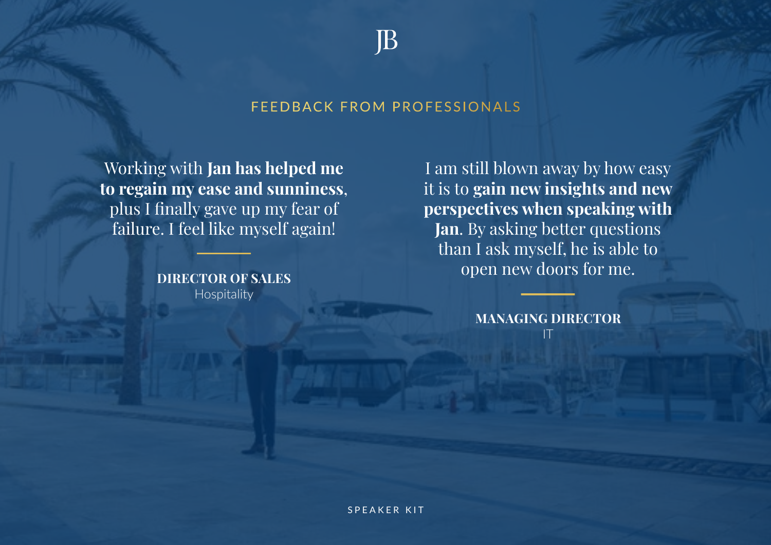JB

## FEEDBACK FROM PROFESSIONALS

Working with **Jan has helped me to regain my ease and sunniness**, plus I finally gave up my fear of failure. I feel like myself again!

**DIRECTOR OF SALES**
Hospitality

I am still blown away by how easy it is to **gain new insights and new perspectives when speaking with Jan**. By asking better questions than I ask myself, he is able to open new doors for me.

**MANAGING DIRECTOR**
IT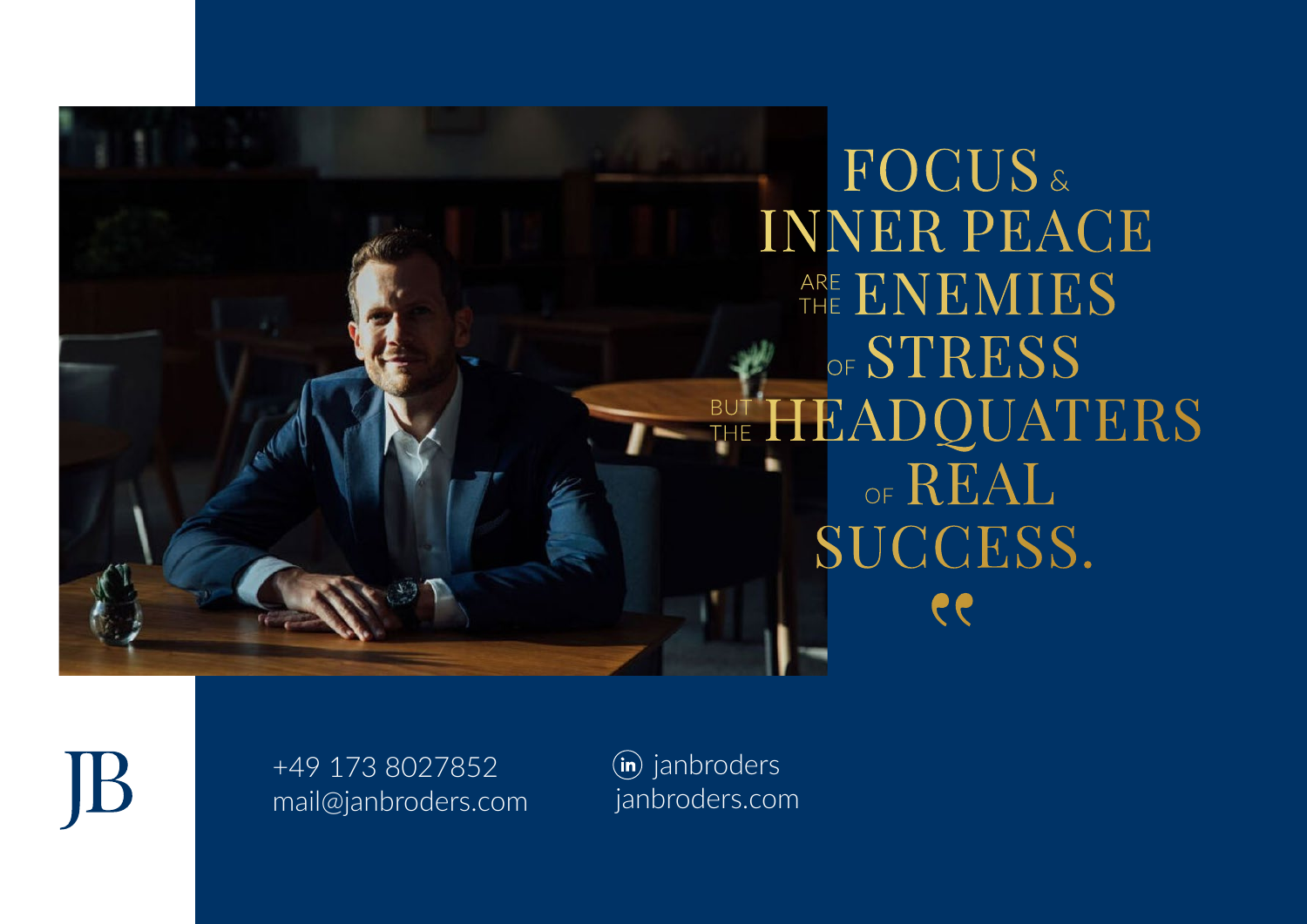FOCUS & INNER PEACE ARE THE ENEMIES OF STRESS BUT THE HEADQUATERS OF REAL SUCCESS.

"

JB

+49 173 8027852
mail@janbroders.com

janbroders
janbroders.com